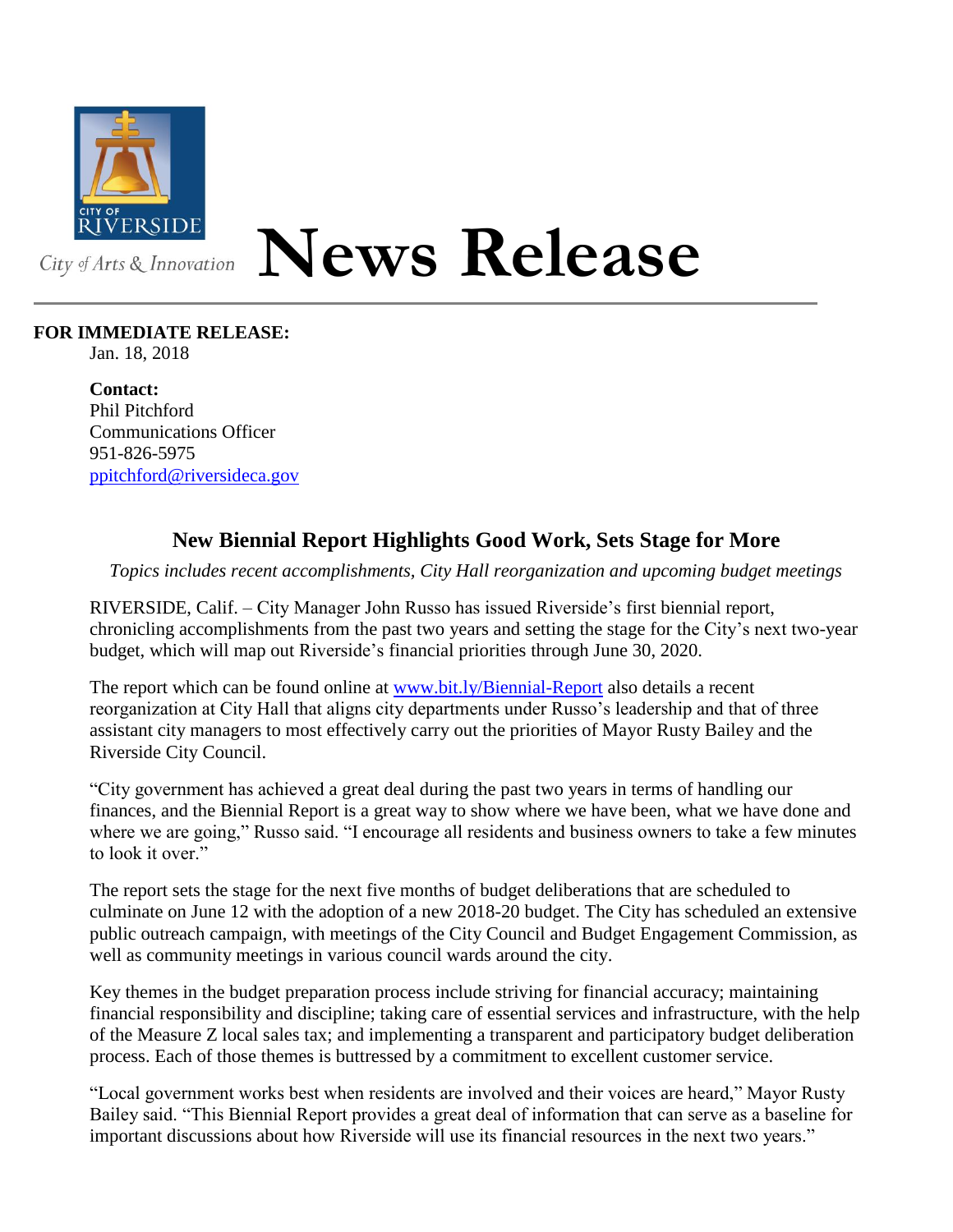CITY OF RIVERSIDE

City of Arts & Innovation

# News Release

**FOR IMMEDIATE RELEASE:**
Jan. 18, 2018

**Contact:**
Phil Pitchford
Communications Officer
951-826-5975
ppitchford@riversideca.gov

## New Biennial Report Highlights Good Work, Sets Stage for More

*Topics includes recent accomplishments, City Hall reorganization and upcoming budget meetings*

RIVERSIDE, Calif. – City Manager John Russo has issued Riverside's first biennial report, chronicling accomplishments from the past two years and setting the stage for the City's next two-year budget, which will map out Riverside's financial priorities through June 30, 2020.

The report which can be found online at www.bit.ly/Biennial-Report also details a recent reorganization at City Hall that aligns city departments under Russo's leadership and that of three assistant city managers to most effectively carry out the priorities of Mayor Rusty Bailey and the Riverside City Council.

"City government has achieved a great deal during the past two years in terms of handling our finances, and the Biennial Report is a great way to show where we have been, what we have done and where we are going," Russo said. "I encourage all residents and business owners to take a few minutes to look it over."

The report sets the stage for the next five months of budget deliberations that are scheduled to culminate on June 12 with the adoption of a new 2018-20 budget. The City has scheduled an extensive public outreach campaign, with meetings of the City Council and Budget Engagement Commission, as well as community meetings in various council wards around the city.

Key themes in the budget preparation process include striving for financial accuracy; maintaining financial responsibility and discipline; taking care of essential services and infrastructure, with the help of the Measure Z local sales tax; and implementing a transparent and participatory budget deliberation process. Each of those themes is buttressed by a commitment to excellent customer service.

"Local government works best when residents are involved and their voices are heard," Mayor Rusty Bailey said. "This Biennial Report provides a great deal of information that can serve as a baseline for important discussions about how Riverside will use its financial resources in the next two years."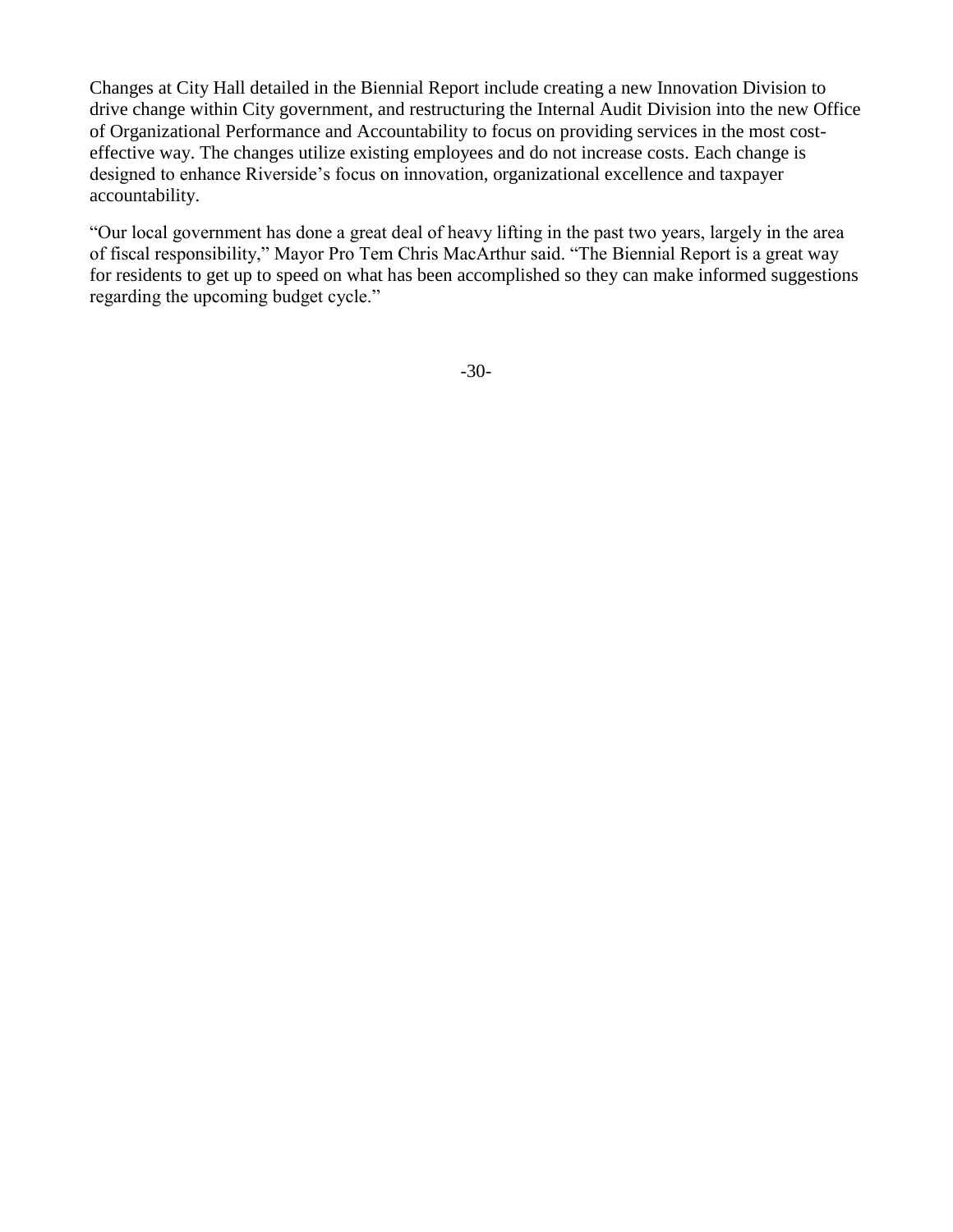Changes at City Hall detailed in the Biennial Report include creating a new Innovation Division to drive change within City government, and restructuring the Internal Audit Division into the new Office of Organizational Performance and Accountability to focus on providing services in the most cost-effective way. The changes utilize existing employees and do not increase costs. Each change is designed to enhance Riverside's focus on innovation, organizational excellence and taxpayer accountability.

"Our local government has done a great deal of heavy lifting in the past two years, largely in the area of fiscal responsibility," Mayor Pro Tem Chris MacArthur said. "The Biennial Report is a great way for residents to get up to speed on what has been accomplished so they can make informed suggestions regarding the upcoming budget cycle."

-30-